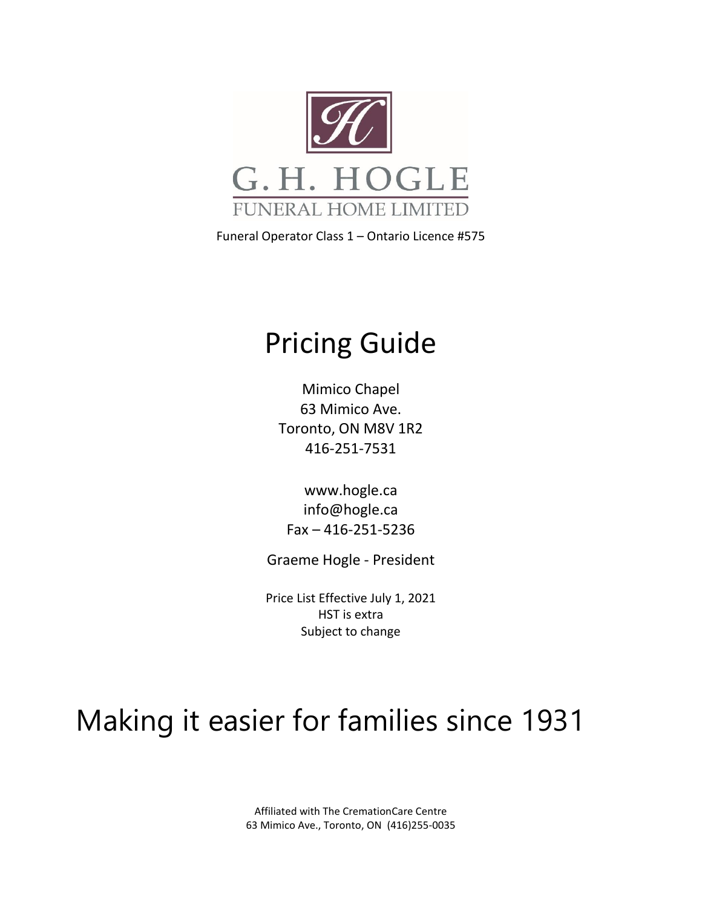G.H. HOGLE

FUNERAL HOME LIMITED

Funeral Operator Class 1 – Ontario Licence #575

# Pricing Guide

Mimico Chapel
63 Mimico Ave.
Toronto, ON M8V 1R2
416-251-7531

www.hogle.ca
info@hogle.ca
Fax – 416-251-5236

Graeme Hogle - President

Price List Effective July 1, 2021
HST is extra
Subject to change

# Making it easier for families since 1931

Affiliated with The CremationCare Centre
63 Mimico Ave., Toronto, ON (416)255-0035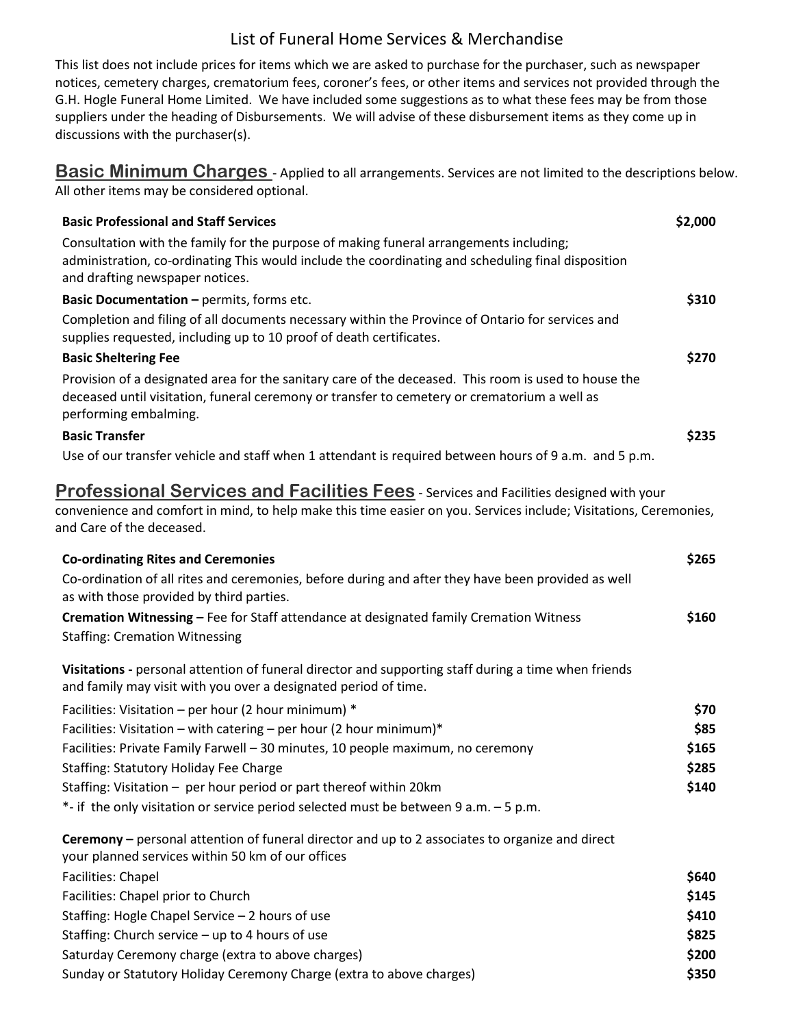# List of Funeral Home Services & Merchandise

This list does not include prices for items which we are asked to purchase for the purchaser, such as newspaper notices, cemetery charges, crematorium fees, coroner's fees, or other items and services not provided through the G.H. Hogle Funeral Home Limited. We have included some suggestions as to what these fees may be from those suppliers under the heading of Disbursements. We will advise of these disbursement items as they come up in discussions with the purchaser(s).

## Basic Minimum Charges

- Applied to all arrangements. Services are not limited to the descriptions below. All other items may be considered optional.

| Item | Price |
|---|---|
| **Basic Professional and Staff Services**<br>Consultation with the family for the purpose of making funeral arrangements including; administration, co-ordinating This would include the coordinating and scheduling final disposition and drafting newspaper notices. | **$2,000** |
| **Basic Documentation –** permits, forms etc.<br>Completion and filing of all documents necessary within the Province of Ontario for services and supplies requested, including up to 10 proof of death certificates. | **$310** |
| **Basic Sheltering Fee**<br>Provision of a designated area for the sanitary care of the deceased. This room is used to house the deceased until visitation, funeral ceremony or transfer to cemetery or crematorium a well as performing embalming. | **$270** |
| **Basic Transfer**<br>Use of our transfer vehicle and staff when 1 attendant is required between hours of 9 a.m. and 5 p.m. | **$235** |

## Professional Services and Facilities Fees

- Services and Facilities designed with your convenience and comfort in mind, to help make this time easier on you. Services include; Visitations, Ceremonies, and Care of the deceased.

| Item | Price |
|---|---|
| **Co-ordinating Rites and Ceremonies**<br>Co-ordination of all rites and ceremonies, before during and after they have been provided as well as with those provided by third parties. | **$265** |
| **Cremation Witnessing –** Fee for Staff attendance at designated family Cremation Witness<br>Staffing: Cremation Witnessing | **$160** |
| **Visitations -** personal attention of funeral director and supporting staff during a time when friends and family may visit with you over a designated period of time. | |
| Facilities: Visitation – per hour (2 hour minimum) * | **$70** |
| Facilities: Visitation – with catering – per hour (2 hour minimum)* | **$85** |
| Facilities: Private Family Farwell – 30 minutes, 10 people maximum, no ceremony | **$165** |
| Staffing: Statutory Holiday Fee Charge | **$285** |
| Staffing: Visitation – per hour period or part thereof within 20km | **$140** |
| *- if the only visitation or service period selected must be between 9 a.m. – 5 p.m. | |
| **Ceremony –** personal attention of funeral director and up to 2 associates to organize and direct your planned services within 50 km of our offices | |
| Facilities: Chapel | **$640** |
| Facilities: Chapel prior to Church | **$145** |
| Staffing: Hogle Chapel Service – 2 hours of use | **$410** |
| Staffing: Church service – up to 4 hours of use | **$825** |
| Saturday Ceremony charge (extra to above charges) | **$200** |
| Sunday or Statutory Holiday Ceremony Charge (extra to above charges) | **$350** |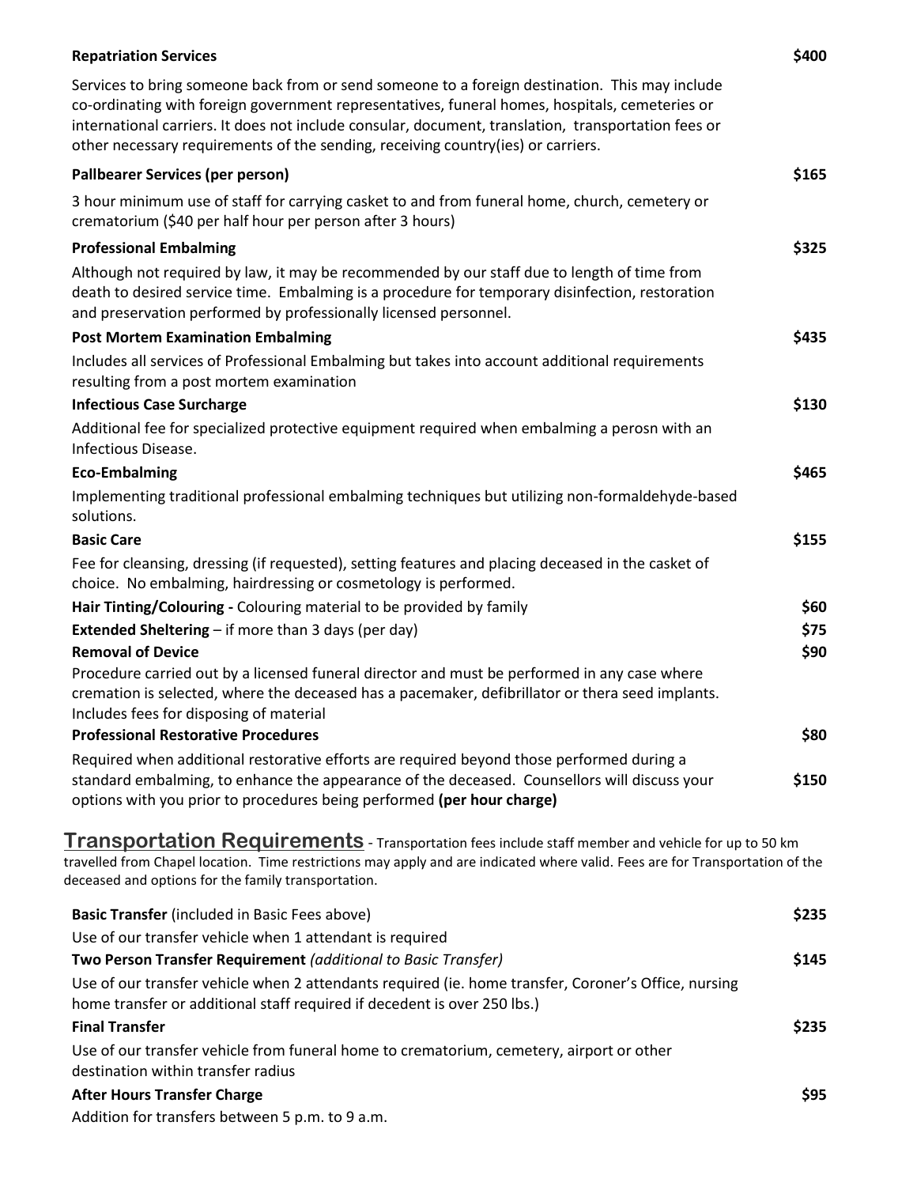**Repatriation Services** $400

Services to bring someone back from or send someone to a foreign destination. This may include co-ordinating with foreign government representatives, funeral homes, hospitals, cemeteries or international carriers. It does not include consular, document, translation, transportation fees or other necessary requirements of the sending, receiving country(ies) or carriers.

**Pallbearer Services (per person)** $165

3 hour minimum use of staff for carrying casket to and from funeral home, church, cemetery or crematorium ($40 per half hour per person after 3 hours)

**Professional Embalming** $325

Although not required by law, it may be recommended by our staff due to length of time from death to desired service time. Embalming is a procedure for temporary disinfection, restoration and preservation performed by professionally licensed personnel.

**Post Mortem Examination Embalming** $435

Includes all services of Professional Embalming but takes into account additional requirements resulting from a post mortem examination

**Infectious Case Surcharge** $130

Additional fee for specialized protective equipment required when embalming a perosn with an Infectious Disease.

**Eco-Embalming** $465

Implementing traditional professional embalming techniques but utilizing non-formaldehyde-based solutions.

**Basic Care** $155

Fee for cleansing, dressing (if requested), setting features and placing deceased in the casket of choice. No embalming, hairdressing or cosmetology is performed.

**Hair Tinting/Colouring -** Colouring material to be provided by family $60

**Extended Sheltering** – if more than 3 days (per day) $75

**Removal of Device** $90

Procedure carried out by a licensed funeral director and must be performed in any case where cremation is selected, where the deceased has a pacemaker, defibrillator or thera seed implants. Includes fees for disposing of material

**Professional Restorative Procedures** $80

Required when additional restorative efforts are required beyond those performed during a standard embalming, to enhance the appearance of the deceased. Counsellors will discuss your options with you prior to procedures being performed **(per hour charge)** $150

## Transportation Requirements

\- Transportation fees include staff member and vehicle for up to 50 km travelled from Chapel location. Time restrictions may apply and are indicated where valid. Fees are for Transportation of the deceased and options for the family transportation.

**Basic Transfer** (included in Basic Fees above) $235

Use of our transfer vehicle when 1 attendant is required

**Two Person Transfer Requirement** *(additional to Basic Transfer)* $145

Use of our transfer vehicle when 2 attendants required (ie. home transfer, Coroner's Office, nursing home transfer or additional staff required if decedent is over 250 lbs.)

**Final Transfer** $235

Use of our transfer vehicle from funeral home to crematorium, cemetery, airport or other destination within transfer radius

**After Hours Transfer Charge** $95

Addition for transfers between 5 p.m. to 9 a.m.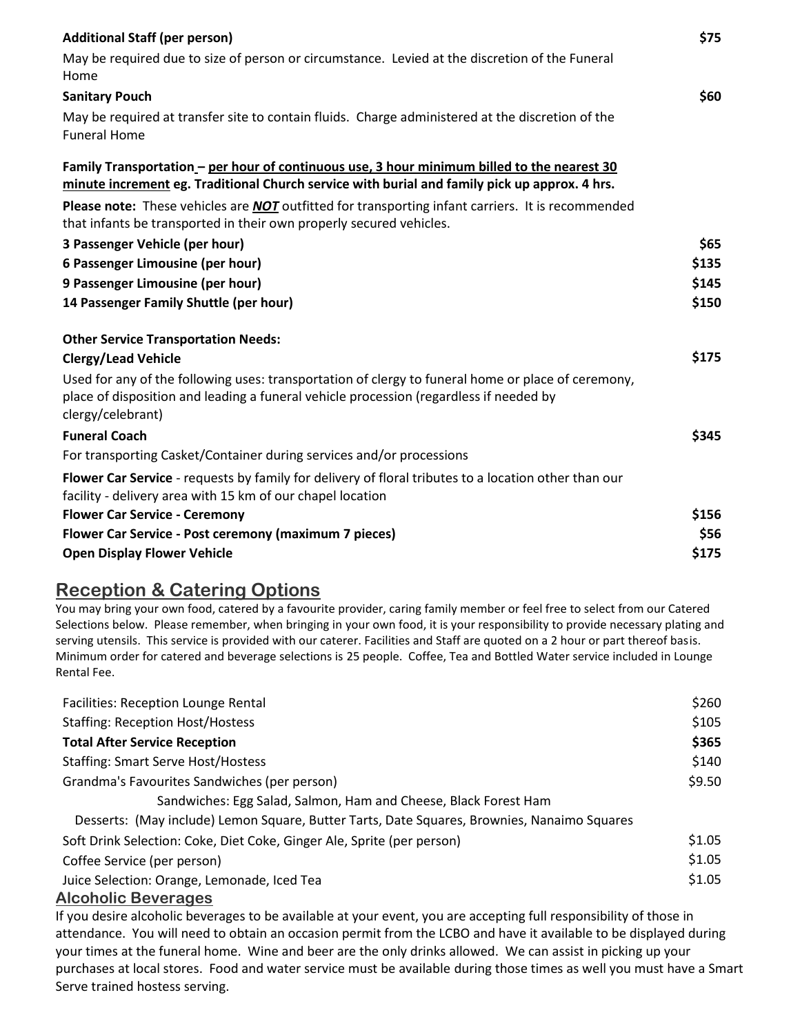| | |
|---|---|
| **Additional Staff (per person)** | **$75** |
| May be required due to size of person or circumstance. Levied at the discretion of the Funeral Home | |
| **Sanitary Pouch** | **$60** |
| May be required at transfer site to contain fluids. Charge administered at the discretion of the Funeral Home | |

**Family Transportation – per hour of continuous use, 3 hour minimum billed to the nearest 30 minute increment eg. Traditional Church service with burial and family pick up approx. 4 hrs.**

**Please note:** These vehicles are ***NOT*** outfitted for transporting infant carriers. It is recommended that infants be transported in their own properly secured vehicles.

| | |
|---|---|
| **3 Passenger Vehicle (per hour)** | **$65** |
| **6 Passenger Limousine (per hour)** | **$135** |
| **9 Passenger Limousine (per hour)** | **$145** |
| **14 Passenger Family Shuttle (per hour)** | **$150** |

**Other Service Transportation Needs:**

| | |
|---|---|
| **Clergy/Lead Vehicle** | **$175** |
| Used for any of the following uses: transportation of clergy to funeral home or place of ceremony, place of disposition and leading a funeral vehicle procession (regardless if needed by clergy/celebrant) | |
| **Funeral Coach** | **$345** |
| For transporting Casket/Container during services and/or processions | |

**Flower Car Service** - requests by family for delivery of floral tributes to a location other than our facility - delivery area with 15 km of our chapel location

| | |
|---|---|
| **Flower Car Service - Ceremony** | **$156** |
| **Flower Car Service - Post ceremony (maximum 7 pieces)** | **$56** |
| **Open Display Flower Vehicle** | **$175** |

## Reception & Catering Options

You may bring your own food, catered by a favourite provider, caring family member or feel free to select from our Catered Selections below. Please remember, when bringing in your own food, it is your responsibility to provide necessary plating and serving utensils. This service is provided with our caterer. Facilities and Staff are quoted on a 2 hour or part thereof basis. Minimum order for catered and beverage selections is 25 people. Coffee, Tea and Bottled Water service included in Lounge Rental Fee.

| | |
|---|---|
| Facilities: Reception Lounge Rental | $260 |
| Staffing: Reception Host/Hostess | $105 |
| **Total After Service Reception** | **$365** |
| Staffing: Smart Serve Host/Hostess | $140 |
| Grandma's Favourites Sandwiches (per person) | $9.50 |
| Sandwiches: Egg Salad, Salmon, Ham and Cheese, Black Forest Ham | |
| Desserts: (May include) Lemon Square, Butter Tarts, Date Squares, Brownies, Nanaimo Squares | |
| Soft Drink Selection: Coke, Diet Coke, Ginger Ale, Sprite (per person) | $1.05 |
| Coffee Service (per person) | $1.05 |
| Juice Selection: Orange, Lemonade, Iced Tea | $1.05 |

### Alcoholic Beverages

If you desire alcoholic beverages to be available at your event, you are accepting full responsibility of those in attendance. You will need to obtain an occasion permit from the LCBO and have it available to be displayed during your times at the funeral home. Wine and beer are the only drinks allowed. We can assist in picking up your purchases at local stores. Food and water service must be available during those times as well you must have a Smart Serve trained hostess serving.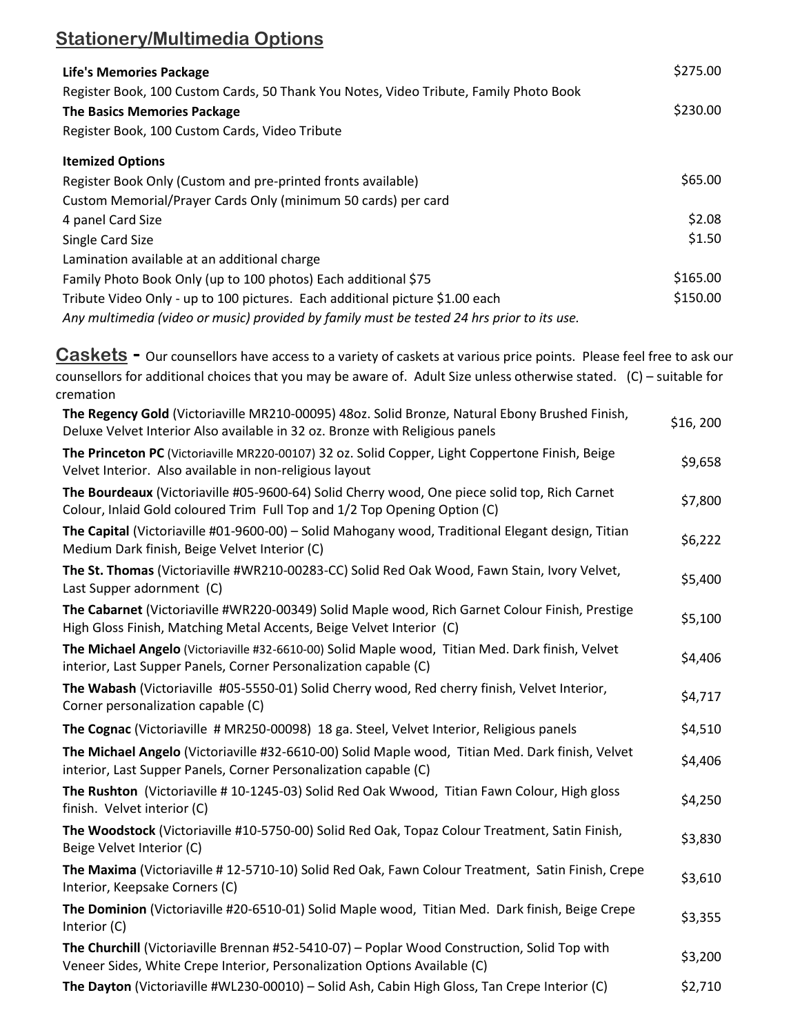## Stationery/Multimedia Options

| | |
|---|---|
| **Life's Memories Package** | $275.00 |
| Register Book, 100 Custom Cards, 50 Thank You Notes, Video Tribute, Family Photo Book | |
| **The Basics Memories Package** | $230.00 |
| Register Book, 100 Custom Cards, Video Tribute | |

**Itemized Options**

| | |
|---|---|
| Register Book Only (Custom and pre-printed fronts available) | $65.00 |
| Custom Memorial/Prayer Cards Only (minimum 50 cards) per card | |
| 4 panel Card Size | $2.08 |
| Single Card Size | $1.50 |
| Lamination available at an additional charge | |
| Family Photo Book Only (up to 100 photos) Each additional $75 | $165.00 |
| Tribute Video Only - up to 100 pictures. Each additional picture $1.00 each | $150.00 |

*Any multimedia (video or music) provided by family must be tested 24 hrs prior to its use.*

## Caskets - 

Our counsellors have access to a variety of caskets at various price points. Please feel free to ask our counsellors for additional choices that you may be aware of. Adult Size unless otherwise stated. (C) – suitable for cremation

| | |
|---|---|
| **The Regency Gold** (Victoriaville MR210-00095) 48oz. Solid Bronze, Natural Ebony Brushed Finish, Deluxe Velvet Interior Also available in 32 oz. Bronze with Religious panels | $16, 200 |
| **The Princeton PC** (Victoriaville MR220-00107) 32 oz. Solid Copper, Light Coppertone Finish, Beige Velvet Interior. Also available in non-religious layout | $9,658 |
| **The Bourdeaux** (Victoriaville #05-9600-64) Solid Cherry wood, One piece solid top, Rich Carnet Colour, Inlaid Gold coloured Trim Full Top and 1/2 Top Opening Option (C) | $7,800 |
| **The Capital** (Victoriaville #01-9600-00) – Solid Mahogany wood, Traditional Elegant design, Titian Medium Dark finish, Beige Velvet Interior (C) | $6,222 |
| **The St. Thomas** (Victoriaville #WR210-00283-CC) Solid Red Oak Wood, Fawn Stain, Ivory Velvet, Last Supper adornment (C) | $5,400 |
| **The Cabarnet** (Victoriaville #WR220-00349) Solid Maple wood, Rich Garnet Colour Finish, Prestige High Gloss Finish, Matching Metal Accents, Beige Velvet Interior (C) | $5,100 |
| **The Michael Angelo** (Victoriaville #32-6610-00) Solid Maple wood, Titian Med. Dark finish, Velvet interior, Last Supper Panels, Corner Personalization capable (C) | $4,406 |
| **The Wabash** (Victoriaville #05-5550-01) Solid Cherry wood, Red cherry finish, Velvet Interior, Corner personalization capable (C) | $4,717 |
| **The Cognac** (Victoriaville # MR250-00098) 18 ga. Steel, Velvet Interior, Religious panels | $4,510 |
| **The Michael Angelo** (Victoriaville #32-6610-00) Solid Maple wood, Titian Med. Dark finish, Velvet interior, Last Supper Panels, Corner Personalization capable (C) | $4,406 |
| **The Rushton** (Victoriaville # 10-1245-03) Solid Red Oak Wwood, Titian Fawn Colour, High gloss finish. Velvet interior (C) | $4,250 |
| **The Woodstock** (Victoriaville #10-5750-00) Solid Red Oak, Topaz Colour Treatment, Satin Finish, Beige Velvet Interior (C) | $3,830 |
| **The Maxima** (Victoriaville # 12-5710-10) Solid Red Oak, Fawn Colour Treatment, Satin Finish, Crepe Interior, Keepsake Corners (C) | $3,610 |
| **The Dominion** (Victoriaville #20-6510-01) Solid Maple wood, Titian Med. Dark finish, Beige Crepe Interior (C) | $3,355 |
| **The Churchill** (Victoriaville Brennan #52-5410-07) – Poplar Wood Construction, Solid Top with Veneer Sides, White Crepe Interior, Personalization Options Available (C) | $3,200 |
| **The Dayton** (Victoriaville #WL230-00010) – Solid Ash, Cabin High Gloss, Tan Crepe Interior (C) | $2,710 |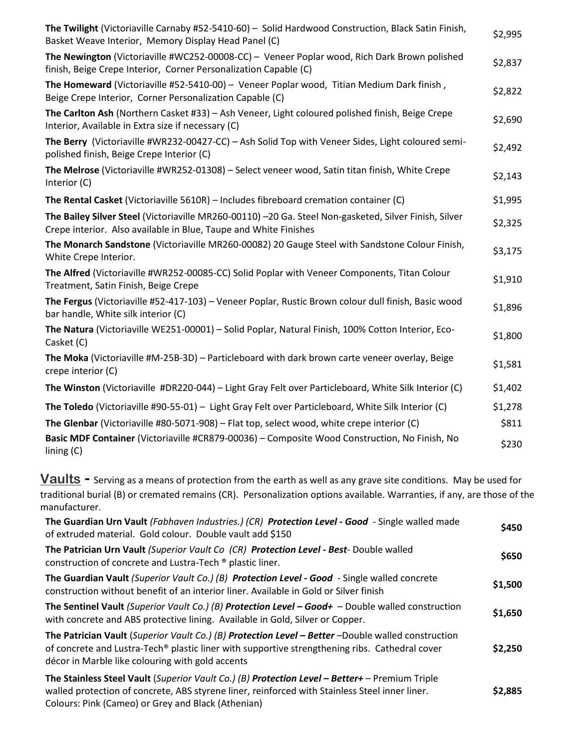| | |
|---|---|
| **The Twilight** (Victoriaville Carnaby #52-5410-60) – Solid Hardwood Construction, Black Satin Finish, Basket Weave Interior, Memory Display Head Panel (C) | $2,995 |
| **The Newington** (Victoriaville #WC252-00008-CC) – Veneer Poplar wood, Rich Dark Brown polished finish, Beige Crepe Interior, Corner Personalization Capable (C) | $2,837 |
| **The Homeward** (Victoriaville #52-5410-00) – Veneer Poplar wood, Titian Medium Dark finish , Beige Crepe Interior, Corner Personalization Capable (C) | $2,822 |
| **The Carlton Ash** (Northern Casket #33) – Ash Veneer, Light coloured polished finish, Beige Crepe Interior, Available in Extra size if necessary (C) | $2,690 |
| **The Berry** (Victoriaville #WR232-00427-CC) – Ash Solid Top with Veneer Sides, Light coloured semi-polished finish, Beige Crepe Interior (C) | $2,492 |
| **The Melrose** (Victoriaville #WR252-01308) – Select veneer wood, Satin titan finish, White Crepe Interior (C) | $2,143 |
| **The Rental Casket** (Victoriaville 5610R) – Includes fibreboard cremation container (C) | $1,995 |
| **The Bailey Silver Steel** (Victoriaville MR260-00110) –20 Ga. Steel Non-gasketed, Silver Finish, Silver Crepe interior. Also available in Blue, Taupe and White Finishes | $2,325 |
| **The Monarch Sandstone** (Victoriaville MR260-00082) 20 Gauge Steel with Sandstone Colour Finish, White Crepe Interior. | $3,175 |
| **The Alfred** (Victoriaville #WR252-00085-CC) Solid Poplar with Veneer Components, Titan Colour Treatment, Satin Finish, Beige Crepe | $1,910 |
| **The Fergus** (Victoriaville #52-417-103) – Veneer Poplar, Rustic Brown colour dull finish, Basic wood bar handle, White silk interior (C) | $1,896 |
| **The Natura** (Victoriaville WE251-00001) – Solid Poplar, Natural Finish, 100% Cotton Interior, Eco-Casket (C) | $1,800 |
| **The Moka** (Victoriaville #M-25B-3D) – Particleboard with dark brown carte veneer overlay, Beige crepe interior (C) | $1,581 |
| **The Winston** (Victoriaville #DR220-044) – Light Gray Felt over Particleboard, White Silk Interior (C) | $1,402 |
| **The Toledo** (Victoriaville #90-55-01) – Light Gray Felt over Particleboard, White Silk Interior (C) | $1,278 |
| **The Glenbar** (Victoriaville #80-5071-908) – Flat top, select wood, white crepe interior (C) | $811 |
| **Basic MDF Container** (Victoriaville #CR879-00036) – Composite Wood Construction, No Finish, No lining (C) | $230 |

**Vaults -** Serving as a means of protection from the earth as well as any grave site conditions. May be used for traditional burial (B) or cremated remains (CR). Personalization options available. Warranties, if any, are those of the manufacturer.

| | |
|---|---|
| **The Guardian Urn Vault** *(Fabhaven Industries.) (CR)* ***Protection Level - Good*** - Single walled made of extruded material. Gold colour. Double vault add $150 | **$450** |
| **The Patrician Urn Vault** *(Superior Vault Co (CR)* ***Protection Level - Best***- Double walled construction of concrete and Lustra-Tech ® plastic liner. | **$650** |
| **The Guardian Vault** *(Superior Vault Co.) (B)* ***Protection Level - Good*** - Single walled concrete construction without benefit of an interior liner. Available in Gold or Silver finish | **$1,500** |
| **The Sentinel Vault** *(Superior Vault Co.) (B)* ***Protection Level – Good+*** – Double walled construction with concrete and ABS protective lining. Available in Gold, Silver or Copper. | **$1,650** |
| **The Patrician Vault** (*Superior Vault Co.) (B)* ***Protection Level – Better*** –Double walled construction of concrete and Lustra-Tech® plastic liner with supportive strengthening ribs. Cathedral cover décor in Marble like colouring with gold accents | **$2,250** |
| **The Stainless Steel Vault** (*Superior Vault Co.) (B)* ***Protection Level – Better+*** – Premium Triple walled protection of concrete, ABS styrene liner, reinforced with Stainless Steel inner liner. Colours: Pink (Cameo) or Grey and Black (Athenian) | **$2,885** |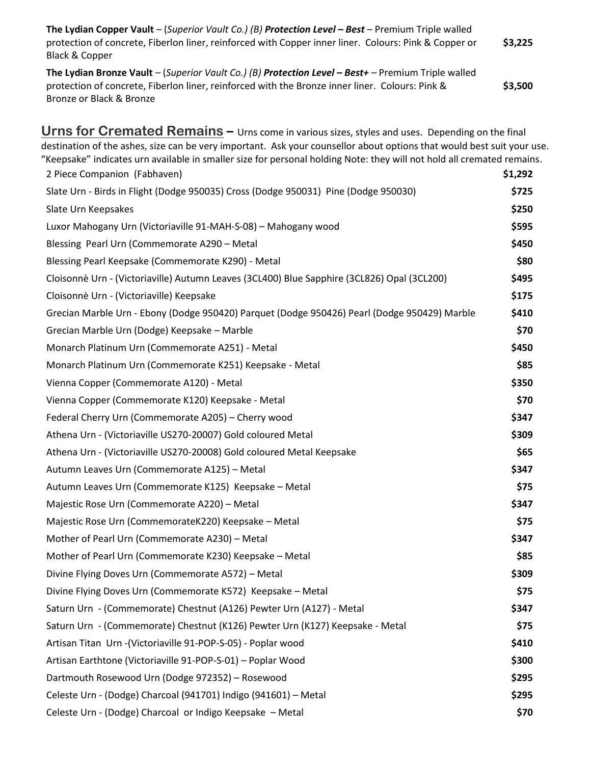**The Lydian Copper Vault** – (*Superior Vault Co.) (B)* ***Protection Level – Best*** – Premium Triple walled protection of concrete, Fiberlon liner, reinforced with Copper inner liner. Colours: Pink & Copper or Black & Copper **$3,225**

**The Lydian Bronze Vault** – (*Superior Vault Co.) (B)* ***Protection Level – Best+*** – Premium Triple walled protection of concrete, Fiberlon liner, reinforced with the Bronze inner liner. Colours: Pink & Bronze or Black & Bronze **$3,500**

## Urns for Cremated Remains –

Urns come in various sizes, styles and uses. Depending on the final destination of the ashes, size can be very important. Ask your counsellor about options that would best suit your use. "Keepsake" indicates urn available in smaller size for personal holding Note: they will not hold all cremated remains.

| Item | Price |
|---|---|
| 2 Piece Companion (Fabhaven) | **$1,292** |
| Slate Urn - Birds in Flight (Dodge 950035) Cross (Dodge 950031) Pine (Dodge 950030) | **$725** |
| Slate Urn Keepsakes | **$250** |
| Luxor Mahogany Urn (Victoriaville 91-MAH-S-08) – Mahogany wood | **$595** |
| Blessing Pearl Urn (Commemorate A290 – Metal | **$450** |
| Blessing Pearl Keepsake (Commemorate K290) - Metal | **$80** |
| Cloisonnè Urn - (Victoriaville) Autumn Leaves (3CL400) Blue Sapphire (3CL826) Opal (3CL200) | **$495** |
| Cloisonnè Urn - (Victoriaville) Keepsake | **$175** |
| Grecian Marble Urn - Ebony (Dodge 950420) Parquet (Dodge 950426) Pearl (Dodge 950429) Marble | **$410** |
| Grecian Marble Urn (Dodge) Keepsake – Marble | **$70** |
| Monarch Platinum Urn (Commemorate A251) - Metal | **$450** |
| Monarch Platinum Urn (Commemorate K251) Keepsake - Metal | **$85** |
| Vienna Copper (Commemorate A120) - Metal | **$350** |
| Vienna Copper (Commemorate K120) Keepsake - Metal | **$70** |
| Federal Cherry Urn (Commemorate A205) – Cherry wood | **$347** |
| Athena Urn - (Victoriaville US270-20007) Gold coloured Metal | **$309** |
| Athena Urn - (Victoriaville US270-20008) Gold coloured Metal Keepsake | **$65** |
| Autumn Leaves Urn (Commemorate A125) – Metal | **$347** |
| Autumn Leaves Urn (Commemorate K125) Keepsake – Metal | **$75** |
| Majestic Rose Urn (Commemorate A220) – Metal | **$347** |
| Majestic Rose Urn (CommemorateK220) Keepsake – Metal | **$75** |
| Mother of Pearl Urn (Commemorate A230) – Metal | **$347** |
| Mother of Pearl Urn (Commemorate K230) Keepsake – Metal | **$85** |
| Divine Flying Doves Urn (Commemorate A572) – Metal | **$309** |
| Divine Flying Doves Urn (Commemorate K572) Keepsake – Metal | **$75** |
| Saturn Urn - (Commemorate) Chestnut (A126) Pewter Urn (A127) - Metal | **$347** |
| Saturn Urn - (Commemorate) Chestnut (K126) Pewter Urn (K127) Keepsake - Metal | **$75** |
| Artisan Titan Urn -(Victoriaville 91-POP-S-05) - Poplar wood | **$410** |
| Artisan Earthtone (Victoriaville 91-POP-S-01) – Poplar Wood | **$300** |
| Dartmouth Rosewood Urn (Dodge 972352) – Rosewood | **$295** |
| Celeste Urn - (Dodge) Charcoal (941701) Indigo (941601) – Metal | **$295** |
| Celeste Urn - (Dodge) Charcoal or Indigo Keepsake – Metal | **$70** |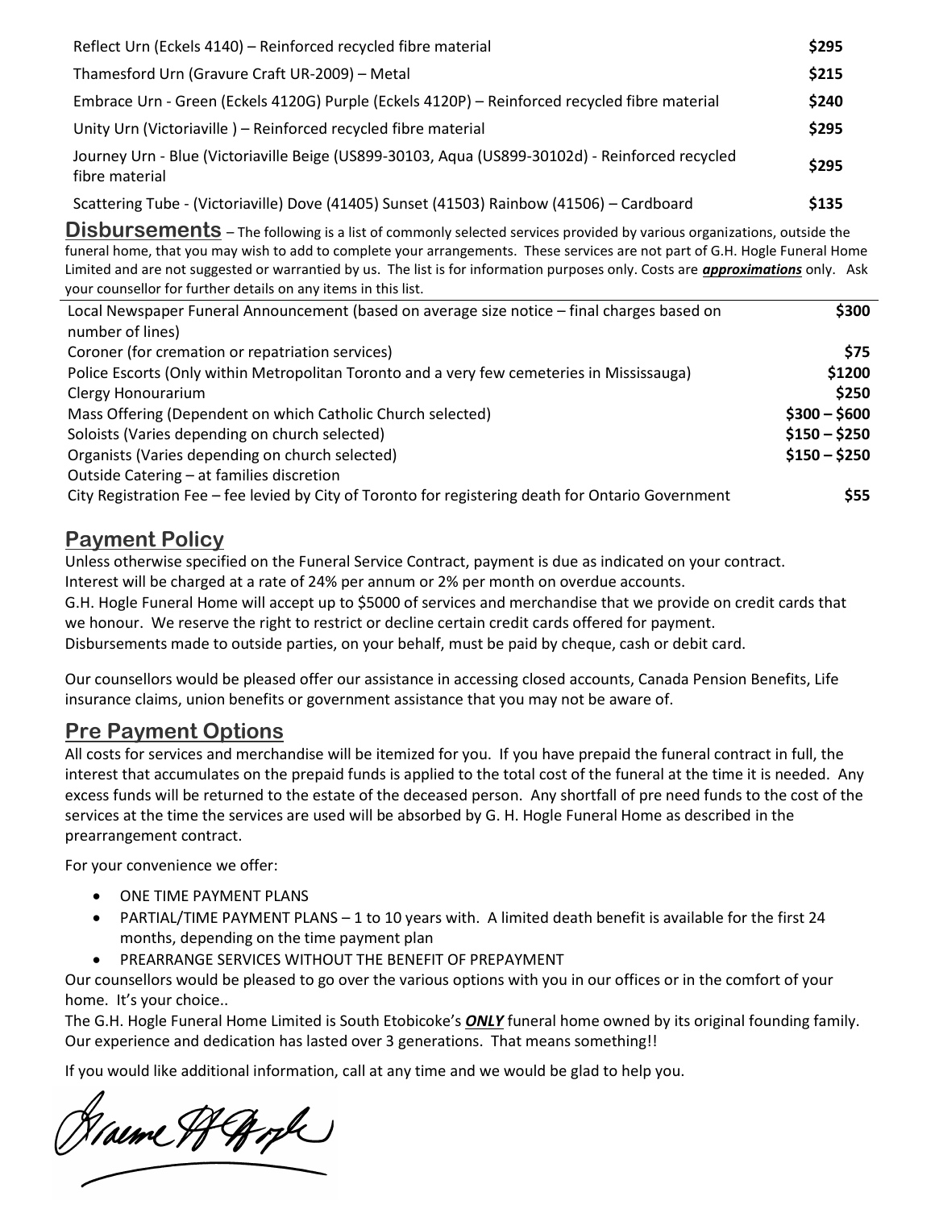| | |
|---|---|
| Reflect Urn (Eckels 4140) – Reinforced recycled fibre material | **$295** |
| Thamesford Urn (Gravure Craft UR-2009) – Metal | **$215** |
| Embrace Urn - Green (Eckels 4120G) Purple (Eckels 4120P) – Reinforced recycled fibre material | **$240** |
| Unity Urn (Victoriaville ) – Reinforced recycled fibre material | **$295** |
| Journey Urn - Blue (Victoriaville Beige (US899-30103, Aqua (US899-30102d) - Reinforced recycled fibre material | **$295** |
| Scattering Tube - (Victoriaville) Dove (41405) Sunset (41503) Rainbow (41506) – Cardboard | **$135** |

## Disbursements

– The following is a list of commonly selected services provided by various organizations, outside the funeral home, that you may wish to add to complete your arrangements. These services are not part of G.H. Hogle Funeral Home Limited and are not suggested or warrantied by us. The list is for information purposes only. Costs are ***approximations*** only. Ask your counsellor for further details on any items in this list.

| | |
|---|---|
| Local Newspaper Funeral Announcement (based on average size notice – final charges based on number of lines) | **$300** |
| Coroner (for cremation or repatriation services) | **$75** |
| Police Escorts (Only within Metropolitan Toronto and a very few cemeteries in Mississauga) | **$1200** |
| Clergy Honourarium | **$250** |
| Mass Offering (Dependent on which Catholic Church selected) | **$300 – $600** |
| Soloists (Varies depending on church selected) | **$150 – $250** |
| Organists (Varies depending on church selected) | **$150 – $250** |
| Outside Catering – at families discretion | |
| City Registration Fee – fee levied by City of Toronto for registering death for Ontario Government | **$55** |

## Payment Policy

Unless otherwise specified on the Funeral Service Contract, payment is due as indicated on your contract.
Interest will be charged at a rate of 24% per annum or 2% per month on overdue accounts.
G.H. Hogle Funeral Home will accept up to $5000 of services and merchandise that we provide on credit cards that we honour. We reserve the right to restrict or decline certain credit cards offered for payment.
Disbursements made to outside parties, on your behalf, must be paid by cheque, cash or debit card.

Our counsellors would be pleased offer our assistance in accessing closed accounts, Canada Pension Benefits, Life insurance claims, union benefits or government assistance that you may not be aware of.

## Pre Payment Options

All costs for services and merchandise will be itemized for you. If you have prepaid the funeral contract in full, the interest that accumulates on the prepaid funds is applied to the total cost of the funeral at the time it is needed. Any excess funds will be returned to the estate of the deceased person. Any shortfall of pre need funds to the cost of the services at the time the services are used will be absorbed by G. H. Hogle Funeral Home as described in the prearrangement contract.

For your convenience we offer:

- ONE TIME PAYMENT PLANS
- PARTIAL/TIME PAYMENT PLANS – 1 to 10 years with. A limited death benefit is available for the first 24 months, depending on the time payment plan
- PREARRANGE SERVICES WITHOUT THE BENEFIT OF PREPAYMENT

Our counsellors would be pleased to go over the various options with you in our offices or in the comfort of your home. It's your choice..
The G.H. Hogle Funeral Home Limited is South Etobicoke's ***ONLY*** funeral home owned by its original founding family. Our experience and dedication has lasted over 3 generations. That means something!!

If you would like additional information, call at any time and we would be glad to help you.

Graeme H Hogle